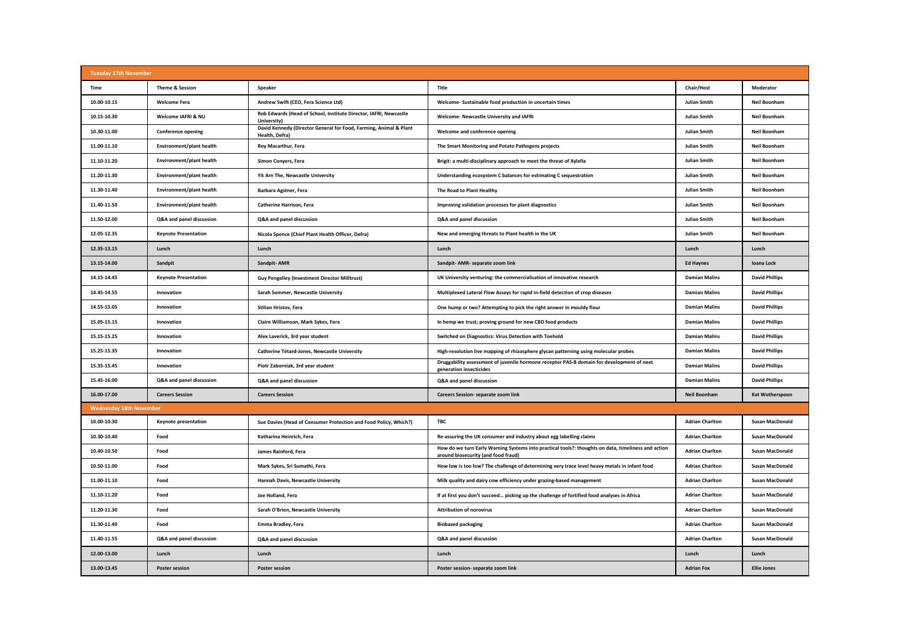| Tuesday 17th November | | | | | |
|---|---|---|---|---|---|
| **Time** | **Theme & Session** | **Speaker** | **Title** | **Chair/Host** | **Moderator** |
| 10.00-10.15 | Welcome Fera | Andrew Swift (CEO, Fera Science Ltd) | Welcome- Sustainable food production in uncertain times | Julian Smith | Neil Boonham |
| 10.15-10.30 | Welcome IAFRI & NU | Rob Edwards (Head of School, Institute Director, IAFRI, Newcastle University) | Welcome- Newcastle University and IAFRI | Julian Smith | Neil Boonham |
| 10.30-11.00 | Conference opening | David Kennedy (Director General for Food, Farming, Animal & Plant Health, Defra) | Welcome and conference opening | Julian Smith | Neil Boonham |
| 11.00-11.10 | Environment/plant health | Roy Macarthur, Fera | The Smart Monitoring and Potato Pathogens projects | Julian Smith | Neil Boonham |
| 11.10-11.20 | Environment/plant health | Simon Conyers, Fera | Brigit: a multi-disciplinary approach to meet the threat of Xylella | Julian Smith | Neil Boonham |
| 11.20-11.30 | Environment/plant health | Yit Arn The, Newcastle University | Understanding ecosystem C balances for estimating C sequestration | Julian Smith | Neil Boonham |
| 11.30-11.40 | Environment/plant health | Barbara Agstner, Fera | The Road to Plant Healthy | Julian Smith | Neil Boonham |
| 11.40-11.50 | Environment/plant health | Catherine Harrison, Fera | Improving validation processes for plant diagnostics | Julian Smith | Neil Boonham |
| 11.50-12.00 | Q&A and panel discussion | Q&A and panel discussion | Q&A and panel discussion | Julian Smith | Neil Boonham |
| 12.05-12.35 | Keynote Presentation | Nicola Spence (Chief Plant Health Officer, Defra) | New and emerging threats to Plant health in the UK | Julian Smith | Neil Boonham |
| 12.35-13.15 | Lunch | Lunch | Lunch | Lunch | Lunch |
| 13.15-14.00 | Sandpit | Sandpit- AMR | Sandpit- AMR- separate zoom link | Ed Haynes | Ioana Lock |
| 14.15-14.45 | Keynote Presentation | Guy Pengelley (Investment Director Milltrust) | UK University venturing: the commercialisation of innovative research | Damian Malins | David Phillips |
| 14.45-14.55 | Innovation | Sarah Sommer, Newcastle University | Multiplexed Lateral Flow Assays for rapid in-field detection of crop diseases | Damian Malins | David Phillips |
| 14.55-15.05 | Innovation | Stilian Hristov, Fera | One hump or two? Attempting to pick the right answer in mouldy flour | Damian Malins | David Phillips |
| 15.05-15.15 | Innovation | Claire Williamson, Mark Sykes, Fera | In hemp we trust; proving ground for new CBD food products | Damian Malins | David Phillips |
| 15.15-15.25 | Innovation | Alex Laverick, 3rd year student | Switched on Diagnostics: Virus Detection with Toehold | Damian Malins | David Phillips |
| 15.25-15.35 | Innovation | Catherine Tétard-Jones, Newcastle University | High-resolution live mapping of rhizosphere glycan patterning using molecular probes | Damian Malins | David Phillips |
| 15.35-15.45 | Innovation | Piotr Zaborniak, 3rd year student | Druggability assessment of juvenile hormone receptor PAS-B domain for development of next generation insecticides | Damian Malins | David Phillips |
| 15.45-16.00 | Q&A and panel discussion | Q&A and panel discussion | Q&A and panel discussion | Damian Malins | David Phillips |
| 16.00-17.00 | Careers Session | Careers Session | Careers Session- separate zoom link | Neil Boonham | Kat Wotherspoon |
| **Wednesday 18th November** | | | | | |
| 10.00-10.30 | Keynote presentation | Sue Davies (Head of Consumer Protection and Food Policy, Which?) | TBC | Adrian Charlton | Susan MacDonald |
| 10.30-10.40 | Food | Katharina Heinrich, Fera | Re-assuring the UK consumer and industry about egg labelling claims | Adrian Charlton | Susan MacDonald |
| 10.40-10.50 | Food | James Rainford, Fera | How do we turn Early Warning Systems into practical tools?: thoughts on data, timeliness and action around biosecurity (and food fraud) | Adrian Charlton | Susan MacDonald |
| 10.50-11.00 | Food | Mark Sykes, Sri Sumathi, Fera | How low is too low? The challenge of determining very trace level heavy metals in infant food | Adrian Charlton | Susan MacDonald |
| 11.00-11.10 | Food | Hannah Davis, Newcastle University | Milk quality and dairy cow efficiency under grazing-based management | Adrian Charlton | Susan MacDonald |
| 11.10-11.20 | Food | Joe Holland, Fera | If at first you don't succeed… picking up the challenge of fortified food analyses in Africa | Adrian Charlton | Susan MacDonald |
| 11.20-11.30 | Food | Sarah O'Brien, Newcastle University | Attribution of norovirus | Adrian Charlton | Susan MacDonald |
| 11.30-11.40 | Food | Emma Bradley, Fera | Biobased packaging | Adrian Charlton | Susan MacDonald |
| 11.40-11.55 | Q&A and panel discussion | Q&A and panel discussion | Q&A and panel discussion | Adrian Charlton | Susan MacDonald |
| 12.00-13.00 | Lunch | Lunch | Lunch | Lunch | Lunch |
| 13.00-13.45 | Poster session | Poster session | Poster session- separate zoom link | Adrian Fox | Ellie Jones |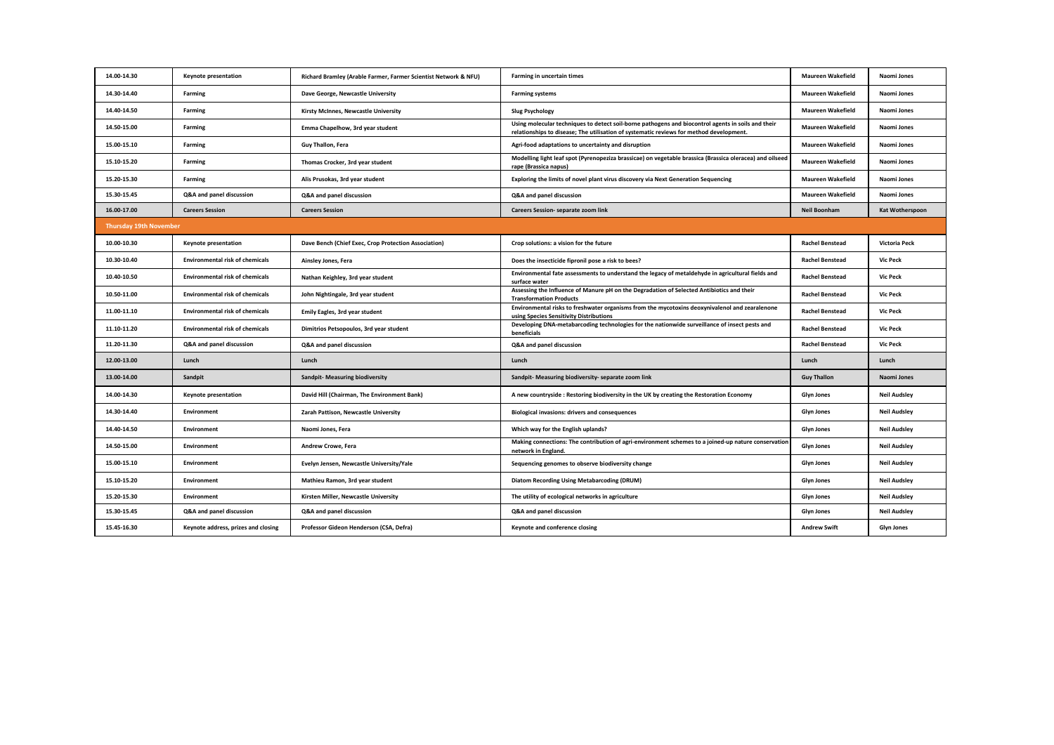| | | | | | |
|---|---|---|---|---|---|
| **14.00-14.30** | **Keynote presentation** | **Richard Bramley (Arable Farmer, Farmer Scientist Network & NFU)** | **Farming in uncertain times** | **Maureen Wakefield** | **Naomi Jones** |
| **14.30-14.40** | **Farming** | **Dave George, Newcastle University** | **Farming systems** | **Maureen Wakefield** | **Naomi Jones** |
| **14.40-14.50** | **Farming** | **Kirsty McInnes, Newcastle University** | **Slug Psychology** | **Maureen Wakefield** | **Naomi Jones** |
| **14.50-15.00** | **Farming** | **Emma Chapelhow, 3rd year student** | **Using molecular techniques to detect soil-borne pathogens and biocontrol agents in soils and their relationships to disease; The utilisation of systematic reviews for method development.** | **Maureen Wakefield** | **Naomi Jones** |
| **15.00-15.10** | **Farming** | **Guy Thallon, Fera** | **Agri-food adaptations to uncertainty and disruption** | **Maureen Wakefield** | **Naomi Jones** |
| **15.10-15.20** | **Farming** | **Thomas Crocker, 3rd year student** | **Modelling light leaf spot (Pyrenopeziza brassicae) on vegetable brassica (Brassica oleracea) and oilseed rape (Brassica napus)** | **Maureen Wakefield** | **Naomi Jones** |
| **15.20-15.30** | **Farming** | **Alis Prusokas, 3rd year student** | **Exploring the limits of novel plant virus discovery via Next Generation Sequencing** | **Maureen Wakefield** | **Naomi Jones** |
| **15.30-15.45** | **Q&A and panel discussion** | **Q&A and panel discussion** | **Q&A and panel discussion** | **Maureen Wakefield** | **Naomi Jones** |
| **16.00-17.00** | **Careers Session** | **Careers Session** | **Careers Session- separate zoom link** | **Neil Boonham** | **Kat Wotherspoon** |
| **Thursday 19th November** | | | | | |
| **10.00-10.30** | **Keynote presentation** | **Dave Bench (Chief Exec, Crop Protection Association)** | **Crop solutions: a vision for the future** | **Rachel Benstead** | **Victoria Peck** |
| **10.30-10.40** | **Environmental risk of chemicals** | **Ainsley Jones, Fera** | **Does the insecticide fipronil pose a risk to bees?** | **Rachel Benstead** | **Vic Peck** |
| **10.40-10.50** | **Environmental risk of chemicals** | **Nathan Keighley, 3rd year student** | **Environmental fate assessments to understand the legacy of metaldehyde in agricultural fields and surface water** | **Rachel Benstead** | **Vic Peck** |
| **10.50-11.00** | **Environmental risk of chemicals** | **John Nightingale, 3rd year student** | **Assessing the Influence of Manure pH on the Degradation of Selected Antibiotics and their Transformation Products** | **Rachel Benstead** | **Vic Peck** |
| **11.00-11.10** | **Environmental risk of chemicals** | **Emily Eagles, 3rd year student** | **Environmental risks to freshwater organisms from the mycotoxins deoxynivalenol and zearalenone using Species Sensitivity Distributions** | **Rachel Benstead** | **Vic Peck** |
| **11.10-11.20** | **Environmental risk of chemicals** | **Dimitrios Petsopoulos, 3rd year student** | **Developing DNA-metabarcoding technologies for the nationwide surveillance of insect pests and beneficials** | **Rachel Benstead** | **Vic Peck** |
| **11.20-11.30** | **Q&A and panel discussion** | **Q&A and panel discussion** | **Q&A and panel discussion** | **Rachel Benstead** | **Vic Peck** |
| **12.00-13.00** | **Lunch** | **Lunch** | **Lunch** | **Lunch** | **Lunch** |
| **13.00-14.00** | **Sandpit** | **Sandpit- Measuring biodiversity** | **Sandpit- Measuring biodiversity- separate zoom link** | **Guy Thallon** | **Naomi Jones** |
| **14.00-14.30** | **Keynote presentation** | **David Hill (Chairman, The Environment Bank)** | **A new countryside : Restoring biodiversity in the UK by creating the Restoration Economy** | **Glyn Jones** | **Neil Audsley** |
| **14.30-14.40** | **Environment** | **Zarah Pattison, Newcastle University** | **Biological invasions: drivers and consequences** | **Glyn Jones** | **Neil Audsley** |
| **14.40-14.50** | **Environment** | **Naomi Jones, Fera** | **Which way for the English uplands?** | **Glyn Jones** | **Neil Audsley** |
| **14.50-15.00** | **Environment** | **Andrew Crowe, Fera** | **Making connections: The contribution of agri-environment schemes to a joined-up nature conservation network in England.** | **Glyn Jones** | **Neil Audsley** |
| **15.00-15.10** | **Environment** | **Evelyn Jensen, Newcastle University/Yale** | **Sequencing genomes to observe biodiversity change** | **Glyn Jones** | **Neil Audsley** |
| **15.10-15.20** | **Environment** | **Mathieu Ramon, 3rd year student** | **Diatom Recording Using Metabarcoding (DRUM)** | **Glyn Jones** | **Neil Audsley** |
| **15.20-15.30** | **Environment** | **Kirsten Miller, Newcastle University** | **The utility of ecological networks in agriculture** | **Glyn Jones** | **Neil Audsley** |
| **15.30-15.45** | **Q&A and panel discussion** | **Q&A and panel discussion** | **Q&A and panel discussion** | **Glyn Jones** | **Neil Audsley** |
| **15.45-16.30** | **Keynote address, prizes and closing** | **Professor Gideon Henderson (CSA, Defra)** | **Keynote and conference closing** | **Andrew Swift** | **Glyn Jones** |